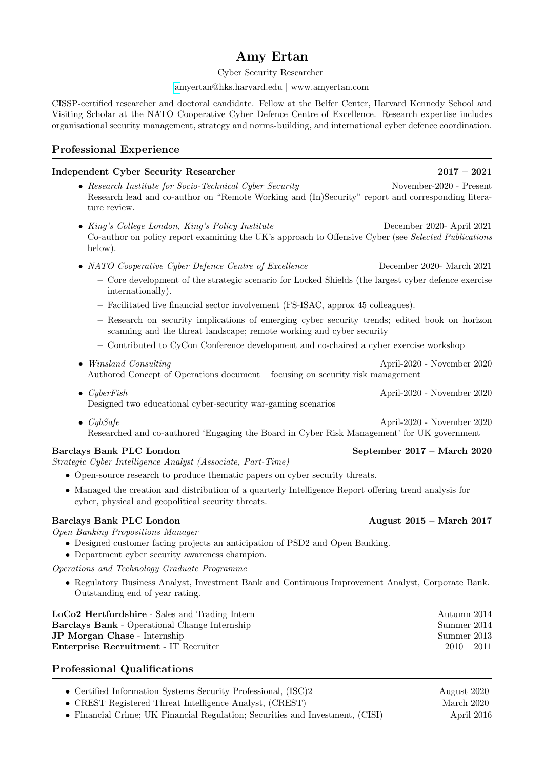# Amy Ertan

Cyber Security Researcher

amyertan@hks.harvard.edu | www.amyertan.com

CISSP-certified researcher and doctoral candidate. Fellow at the Belfer Center, Harvard Kennedy School and Visiting Scholar at the NATO Cooperative Cyber Defence Centre of Excellence. Research expertise includes organisational security management, strategy and norms-building, and international cyber defence coordination.

## Professional Experience

**Independent Cyber Security Researcher** **2017 – 2021**

- *Research Institute for Socio-Technical Cyber Security* November-2020 - Present
  Research lead and co-author on "Remote Working and (In)Security" report and corresponding literature review.
- *King's College London, King's Policy Institute* December 2020- April 2021
  Co-author on policy report examining the UK's approach to Offensive Cyber (see *Selected Publications* below).
- *NATO Cooperative Cyber Defence Centre of Excellence* December 2020- March 2021
  - Core development of the strategic scenario for Locked Shields (the largest cyber defence exercise internationally).
  - Facilitated live financial sector involvement (FS-ISAC, approx 45 colleagues).
  - Research on security implications of emerging cyber security trends; edited book on horizon scanning and the threat landscape; remote working and cyber security
  - Contributed to CyCon Conference development and co-chaired a cyber exercise workshop
- *Winsland Consulting* April-2020 - November 2020
  Authored Concept of Operations document – focusing on security risk management
- *CyberFish* April-2020 - November 2020
  Designed two educational cyber-security war-gaming scenarios
- *CybSafe* April-2020 - November 2020
  Researched and co-authored 'Engaging the Board in Cyber Risk Management' for UK government

**Barclays Bank PLC London** **September 2017 – March 2020**

*Strategic Cyber Intelligence Analyst (Associate, Part-Time)*

- Open-source research to produce thematic papers on cyber security threats.
- Managed the creation and distribution of a quarterly Intelligence Report offering trend analysis for cyber, physical and geopolitical security threats.

**Barclays Bank PLC London** **August 2015 – March 2017**

*Open Banking Propositions Manager*

- Designed customer facing projects an anticipation of PSD2 and Open Banking.
- Department cyber security awareness champion.

*Operations and Technology Graduate Programme*

- Regulatory Business Analyst, Investment Bank and Continuous Improvement Analyst, Corporate Bank. Outstanding end of year rating.

**LoCo2 Hertfordshire** - Sales and Trading Intern Autumn 2014
**Barclays Bank** - Operational Change Internship Summer 2014
**JP Morgan Chase** - Internship Summer 2013
**Enterprise Recruitment** - IT Recruiter 2010 – 2011

## Professional Qualifications

- Certified Information Systems Security Professional, (ISC)2 August 2020
- CREST Registered Threat Intelligence Analyst, (CREST) March 2020
- Financial Crime; UK Financial Regulation; Securities and Investment, (CISI) April 2016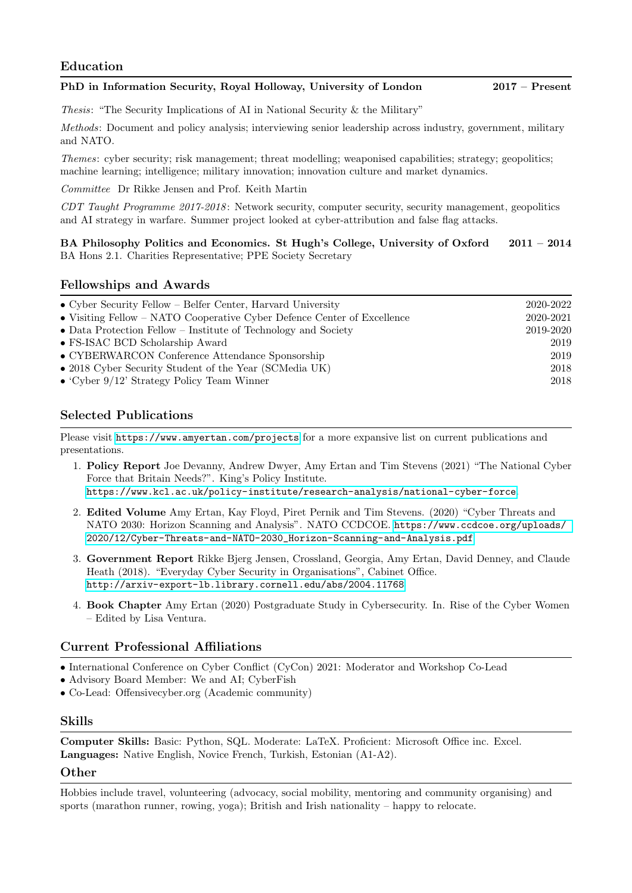## Education

**PhD in Information Security, Royal Holloway, University of London** **2017 – Present**

*Thesis*: "The Security Implications of AI in National Security & the Military"

*Methods*: Document and policy analysis; interviewing senior leadership across industry, government, military and NATO.

*Themes*: cyber security; risk management; threat modelling; weaponised capabilities; strategy; geopolitics; machine learning; intelligence; military innovation; innovation culture and market dynamics.

*Committee* Dr Rikke Jensen and Prof. Keith Martin

*CDT Taught Programme 2017-2018*: Network security, computer security, security management, geopolitics and AI strategy in warfare. Summer project looked at cyber-attribution and false flag attacks.

**BA Philosophy Politics and Economics. St Hugh's College, University of Oxford** **2011 – 2014**
BA Hons 2.1. Charities Representative; PPE Society Secretary

## Fellowships and Awards

| | |
|---|---|
| • Cyber Security Fellow – Belfer Center, Harvard University | 2020-2022 |
| • Visiting Fellow – NATO Cooperative Cyber Defence Center of Excellence | 2020-2021 |
| • Data Protection Fellow – Institute of Technology and Society | 2019-2020 |
| • FS-ISAC BCD Scholarship Award | 2019 |
| • CYBERWARCON Conference Attendance Sponsorship | 2019 |
| • 2018 Cyber Security Student of the Year (SCMedia UK) | 2018 |
| • 'Cyber 9/12' Strategy Policy Team Winner | 2018 |

## Selected Publications

Please visit https://www.amyertan.com/projects for a more expansive list on current publications and presentations.

1. **Policy Report** Joe Devanny, Andrew Dwyer, Amy Ertan and Tim Stevens (2021) "The National Cyber Force that Britain Needs?". King's Policy Institute. https://www.kcl.ac.uk/policy-institute/research-analysis/national-cyber-force
2. **Edited Volume** Amy Ertan, Kay Floyd, Piret Pernik and Tim Stevens. (2020) "Cyber Threats and NATO 2030: Horizon Scanning and Analysis". NATO CCDCOE. https://www.ccdcoe.org/uploads/2020/12/Cyber-Threats-and-NATO-2030_Horizon-Scanning-and-Analysis.pdf
3. **Government Report** Rikke Bjerg Jensen, Crossland, Georgia, Amy Ertan, David Denney, and Claude Heath (2018). "Everyday Cyber Security in Organisations", Cabinet Office. http://arxiv-export-lb.library.cornell.edu/abs/2004.11768
4. **Book Chapter** Amy Ertan (2020) Postgraduate Study in Cybersecurity. In. Rise of the Cyber Women – Edited by Lisa Ventura.

## Current Professional Affiliations

- International Conference on Cyber Conflict (CyCon) 2021: Moderator and Workshop Co-Lead
- Advisory Board Member: We and AI; CyberFish
- Co-Lead: Offensivecyber.org (Academic community)

## Skills

**Computer Skills:** Basic: Python, SQL. Moderate: LaTeX. Proficient: Microsoft Office inc. Excel.
**Languages:** Native English, Novice French, Turkish, Estonian (A1-A2).

## Other

Hobbies include travel, volunteering (advocacy, social mobility, mentoring and community organising) and sports (marathon runner, rowing, yoga); British and Irish nationality – happy to relocate.